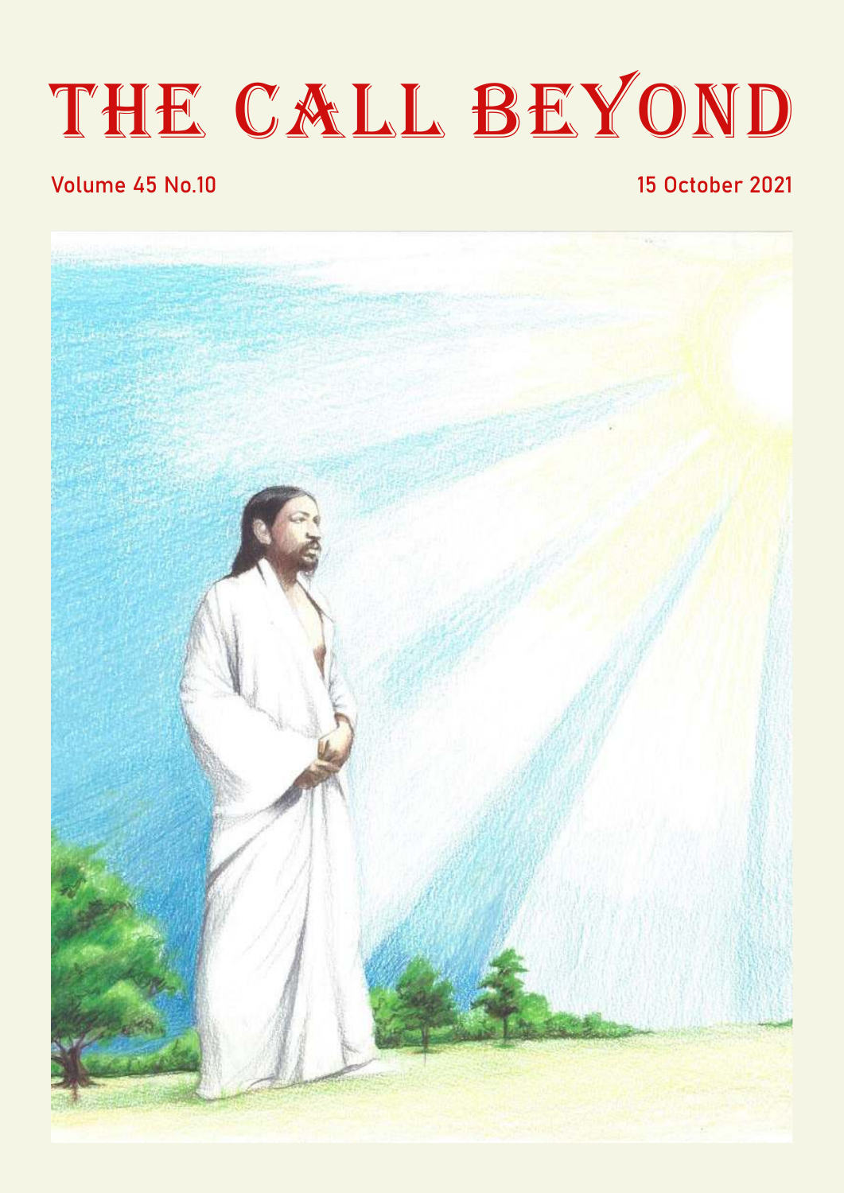# THE CALL BEYOND

Volume 45 No.10

15 October 2021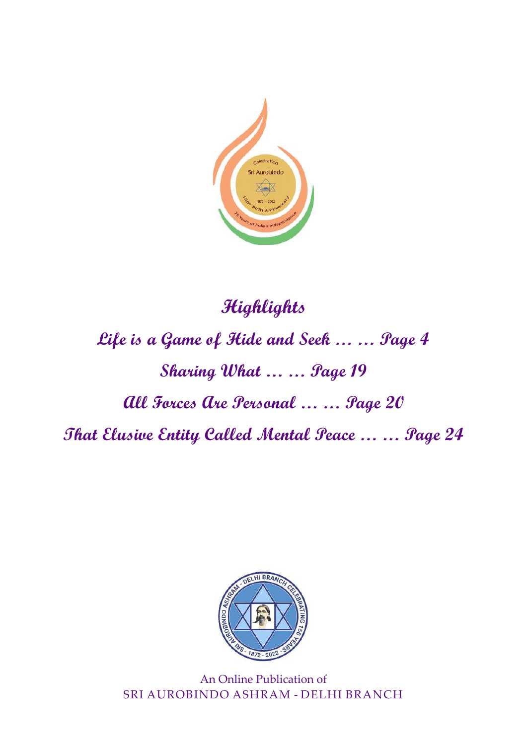## Highlights

**Life is a Game of Hide and Seek … … Page 4**

**Sharing What … … Page 19**

**All Forces Are Personal … … Page 20**

**That Elusive Entity Called Mental Peace … … Page 24**

An Online Publication of
SRI AUROBINDO ASHRAM - DELHI BRANCH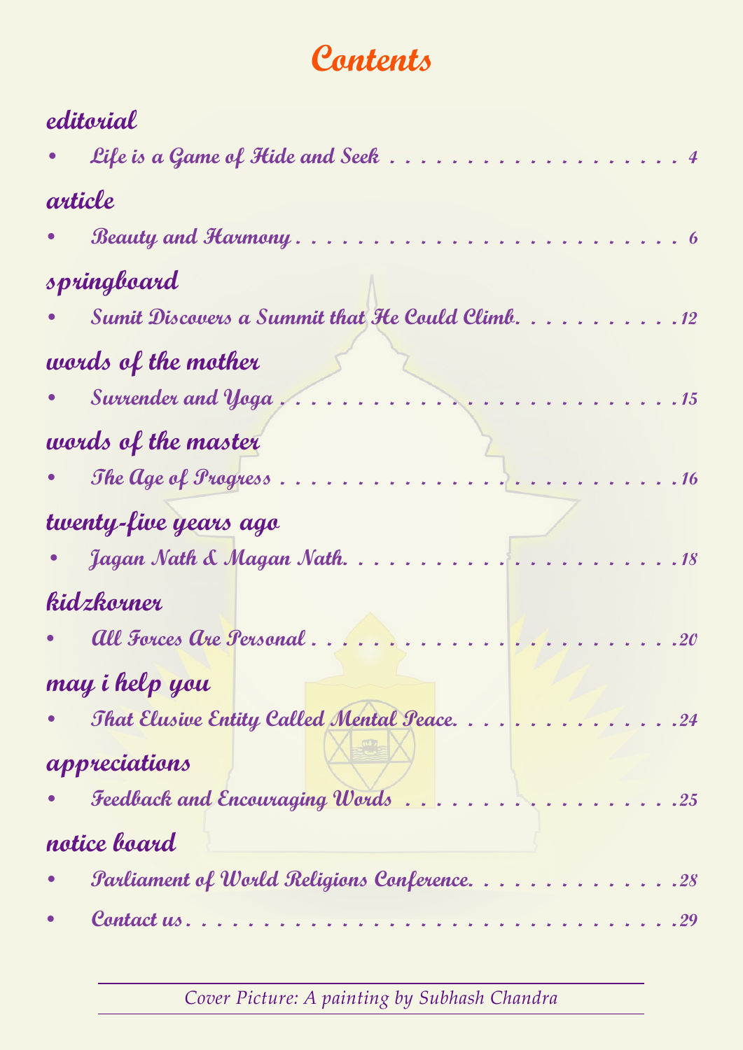# Contents

## editorial

- Life is a Game of Hide and Seek . . . . . . . . . . . . . . . . . . . . . . 4

## article

- Beauty and Harmony . . . . . . . . . . . . . . . . . . . . . . . . . . . 6

## springboard

- Sumit Discovers a Summit that He Could Climb. . . . . . . . . . . .12

## words of the mother

- Surrender and Yoga . . . . . . . . . . . . . . . . . . . . . . . . . . . .15

## words of the master

- The Age of Progress . . . . . . . . . . . . . . . . . . . . . . . . . . . .16

## twenty-five years ago

- Jagan Nath & Magan Nath. . . . . . . . . . . . . . . . . . . . . . . .18

## kidzkorner

- All Forces Are Personal . . . . . . . . . . . . . . . . . . . . . . . . . .20

## may i help you

- That Elusive Entity Called Mental Peace. . . . . . . . . . . . . . . .24

## appreciations

- Feedback and Encouraging Words . . . . . . . . . . . . . . . . . . . .25

## notice board

- Parliament of World Religions Conference. . . . . . . . . . . . . . .28
- Contact us . . . . . . . . . . . . . . . . . . . . . . . . . . . . . . . . . .29

*Cover Picture: A painting by Subhash Chandra*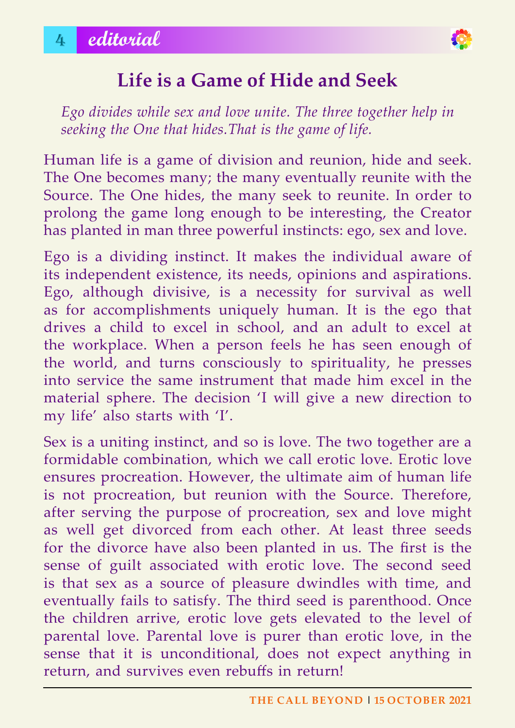# Life is a Game of Hide and Seek

*Ego divides while sex and love unite. The three together help in seeking the One that hides.That is the game of life.*

Human life is a game of division and reunion, hide and seek. The One becomes many; the many eventually reunite with the Source. The One hides, the many seek to reunite. In order to prolong the game long enough to be interesting, the Creator has planted in man three powerful instincts: ego, sex and love.

Ego is a dividing instinct. It makes the individual aware of its independent existence, its needs, opinions and aspirations. Ego, although divisive, is a necessity for survival as well as for accomplishments uniquely human. It is the ego that drives a child to excel in school, and an adult to excel at the workplace. When a person feels he has seen enough of the world, and turns consciously to spirituality, he presses into service the same instrument that made him excel in the material sphere. The decision 'I will give a new direction to my life' also starts with 'I'.

Sex is a uniting instinct, and so is love. The two together are a formidable combination, which we call erotic love. Erotic love ensures procreation. However, the ultimate aim of human life is not procreation, but reunion with the Source. Therefore, after serving the purpose of procreation, sex and love might as well get divorced from each other. At least three seeds for the divorce have also been planted in us. The first is the sense of guilt associated with erotic love. The second seed is that sex as a source of pleasure dwindles with time, and eventually fails to satisfy. The third seed is parenthood. Once the children arrive, erotic love gets elevated to the level of parental love. Parental love is purer than erotic love, in the sense that it is unconditional, does not expect anything in return, and survives even rebuffs in return!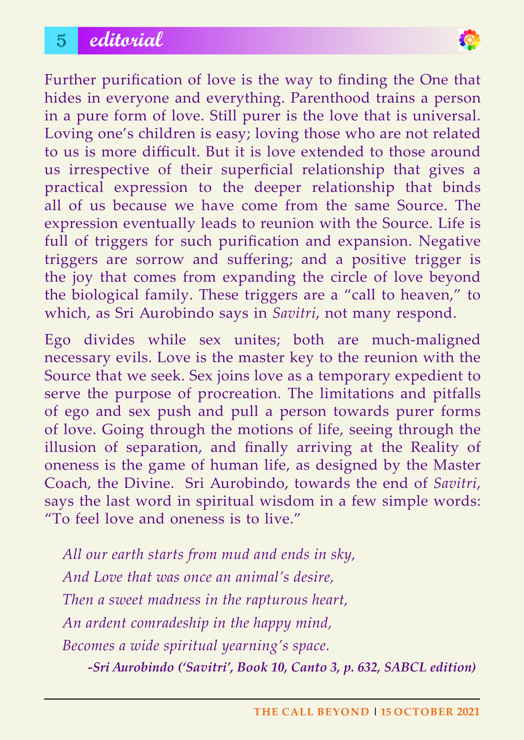Further purification of love is the way to finding the One that hides in everyone and everything. Parenthood trains a person in a pure form of love. Still purer is the love that is universal. Loving one's children is easy; loving those who are not related to us is more difficult. But it is love extended to those around us irrespective of their superficial relationship that gives a practical expression to the deeper relationship that binds all of us because we have come from the same Source. The expression eventually leads to reunion with the Source. Life is full of triggers for such purification and expansion. Negative triggers are sorrow and suffering; and a positive trigger is the joy that comes from expanding the circle of love beyond the biological family. These triggers are a "call to heaven," to which, as Sri Aurobindo says in *Savitri*, not many respond.

Ego divides while sex unites; both are much-maligned necessary evils. Love is the master key to the reunion with the Source that we seek. Sex joins love as a temporary expedient to serve the purpose of procreation. The limitations and pitfalls of ego and sex push and pull a person towards purer forms of love. Going through the motions of life, seeing through the illusion of separation, and finally arriving at the Reality of oneness is the game of human life, as designed by the Master Coach, the Divine. Sri Aurobindo, towards the end of *Savitri*, says the last word in spiritual wisdom in a few simple words: "To feel love and oneness is to live."

*All our earth starts from mud and ends in sky,*
*And Love that was once an animal's desire,*
*Then a sweet madness in the rapturous heart,*
*An ardent comradeship in the happy mind,*
*Becomes a wide spiritual yearning's space.*

***-Sri Aurobindo ('Savitri', Book 10, Canto 3, p. 632, SABCL edition)***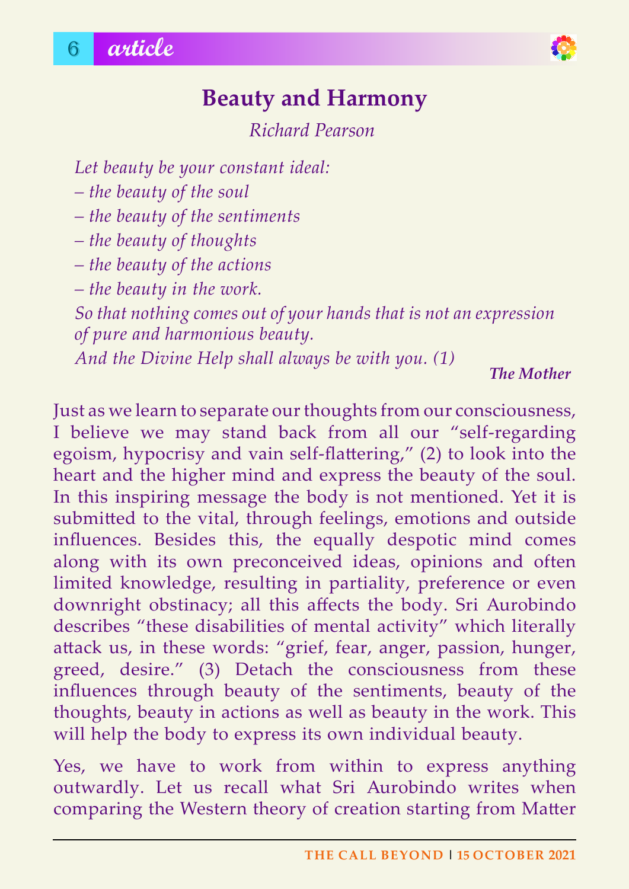# Beauty and Harmony

*Richard Pearson*

*Let beauty be your constant ideal:*
*– the beauty of the soul*
*– the beauty of the sentiments*
*– the beauty of thoughts*
*– the beauty of the actions*
*– the beauty in the work.*
*So that nothing comes out of your hands that is not an expression of pure and harmonious beauty.*
*And the Divine Help shall always be with you. (1)*

***The Mother***

Just as we learn to separate our thoughts from our consciousness, I believe we may stand back from all our "self-regarding egoism, hypocrisy and vain self-flattering," (2) to look into the heart and the higher mind and express the beauty of the soul. In this inspiring message the body is not mentioned. Yet it is submitted to the vital, through feelings, emotions and outside influences. Besides this, the equally despotic mind comes along with its own preconceived ideas, opinions and often limited knowledge, resulting in partiality, preference or even downright obstinacy; all this affects the body. Sri Aurobindo describes "these disabilities of mental activity" which literally attack us, in these words: "grief, fear, anger, passion, hunger, greed, desire." (3) Detach the consciousness from these influences through beauty of the sentiments, beauty of the thoughts, beauty in actions as well as beauty in the work. This will help the body to express its own individual beauty.

Yes, we have to work from within to express anything outwardly. Let us recall what Sri Aurobindo writes when comparing the Western theory of creation starting from Matter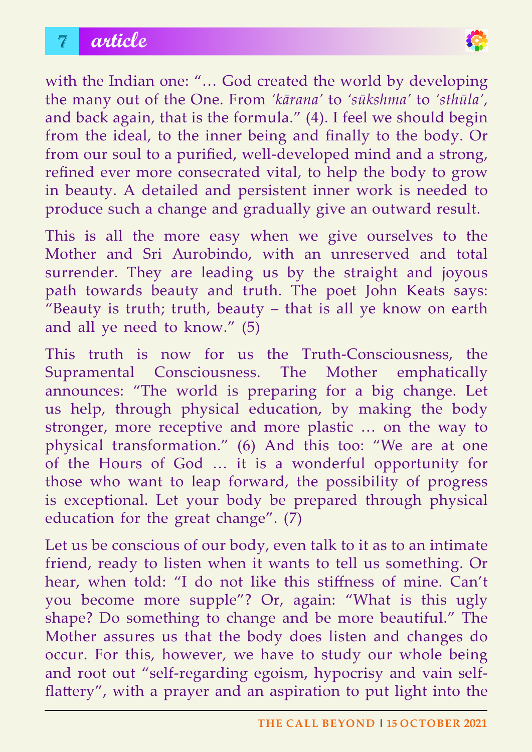with the Indian one: "… God created the world by developing the many out of the One. From *'kārana'* to *'sūkshma'* to *'sthūla'*, and back again, that is the formula." (4). I feel we should begin from the ideal, to the inner being and finally to the body. Or from our soul to a purified, well-developed mind and a strong, refined ever more consecrated vital, to help the body to grow in beauty. A detailed and persistent inner work is needed to produce such a change and gradually give an outward result.

This is all the more easy when we give ourselves to the Mother and Sri Aurobindo, with an unreserved and total surrender. They are leading us by the straight and joyous path towards beauty and truth. The poet John Keats says: "Beauty is truth; truth, beauty – that is all ye know on earth and all ye need to know." (5)

This truth is now for us the Truth-Consciousness, the Supramental Consciousness. The Mother emphatically announces: "The world is preparing for a big change. Let us help, through physical education, by making the body stronger, more receptive and more plastic … on the way to physical transformation." (6) And this too: "We are at one of the Hours of God … it is a wonderful opportunity for those who want to leap forward, the possibility of progress is exceptional. Let your body be prepared through physical education for the great change". (7)

Let us be conscious of our body, even talk to it as to an intimate friend, ready to listen when it wants to tell us something. Or hear, when told: "I do not like this stiffness of mine. Can't you become more supple"? Or, again: "What is this ugly shape? Do something to change and be more beautiful." The Mother assures us that the body does listen and changes do occur. For this, however, we have to study our whole being and root out "self-regarding egoism, hypocrisy and vain self-flattery", with a prayer and an aspiration to put light into the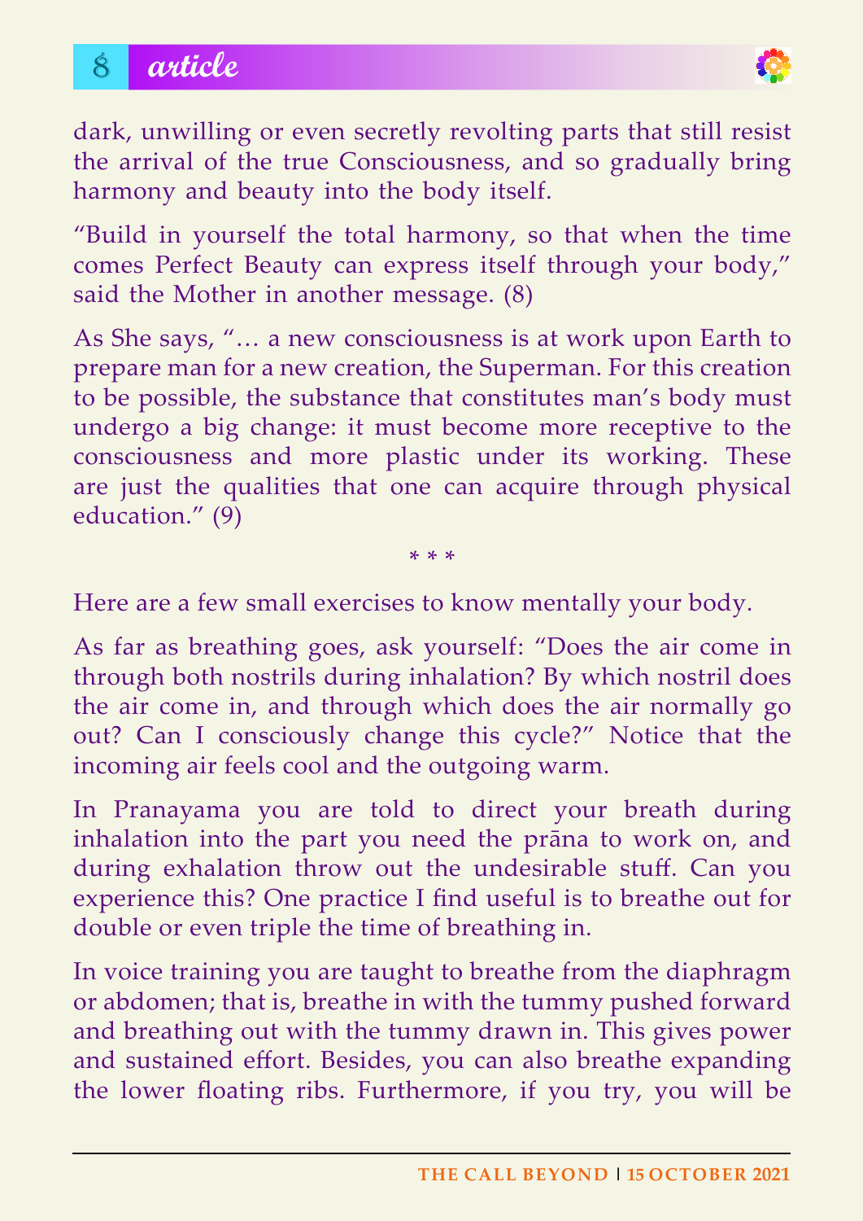dark, unwilling or even secretly revolting parts that still resist the arrival of the true Consciousness, and so gradually bring harmony and beauty into the body itself.

"Build in yourself the total harmony, so that when the time comes Perfect Beauty can express itself through your body," said the Mother in another message. (8)

As She says, "… a new consciousness is at work upon Earth to prepare man for a new creation, the Superman. For this creation to be possible, the substance that constitutes man's body must undergo a big change: it must become more receptive to the consciousness and more plastic under its working. These are just the qualities that one can acquire through physical education." (9)

\* \* \*

Here are a few small exercises to know mentally your body.

As far as breathing goes, ask yourself: "Does the air come in through both nostrils during inhalation? By which nostril does the air come in, and through which does the air normally go out? Can I consciously change this cycle?" Notice that the incoming air feels cool and the outgoing warm.

In Pranayama you are told to direct your breath during inhalation into the part you need the prāna to work on, and during exhalation throw out the undesirable stuff. Can you experience this? One practice I find useful is to breathe out for double or even triple the time of breathing in.

In voice training you are taught to breathe from the diaphragm or abdomen; that is, breathe in with the tummy pushed forward and breathing out with the tummy drawn in. This gives power and sustained effort. Besides, you can also breathe expanding the lower floating ribs. Furthermore, if you try, you will be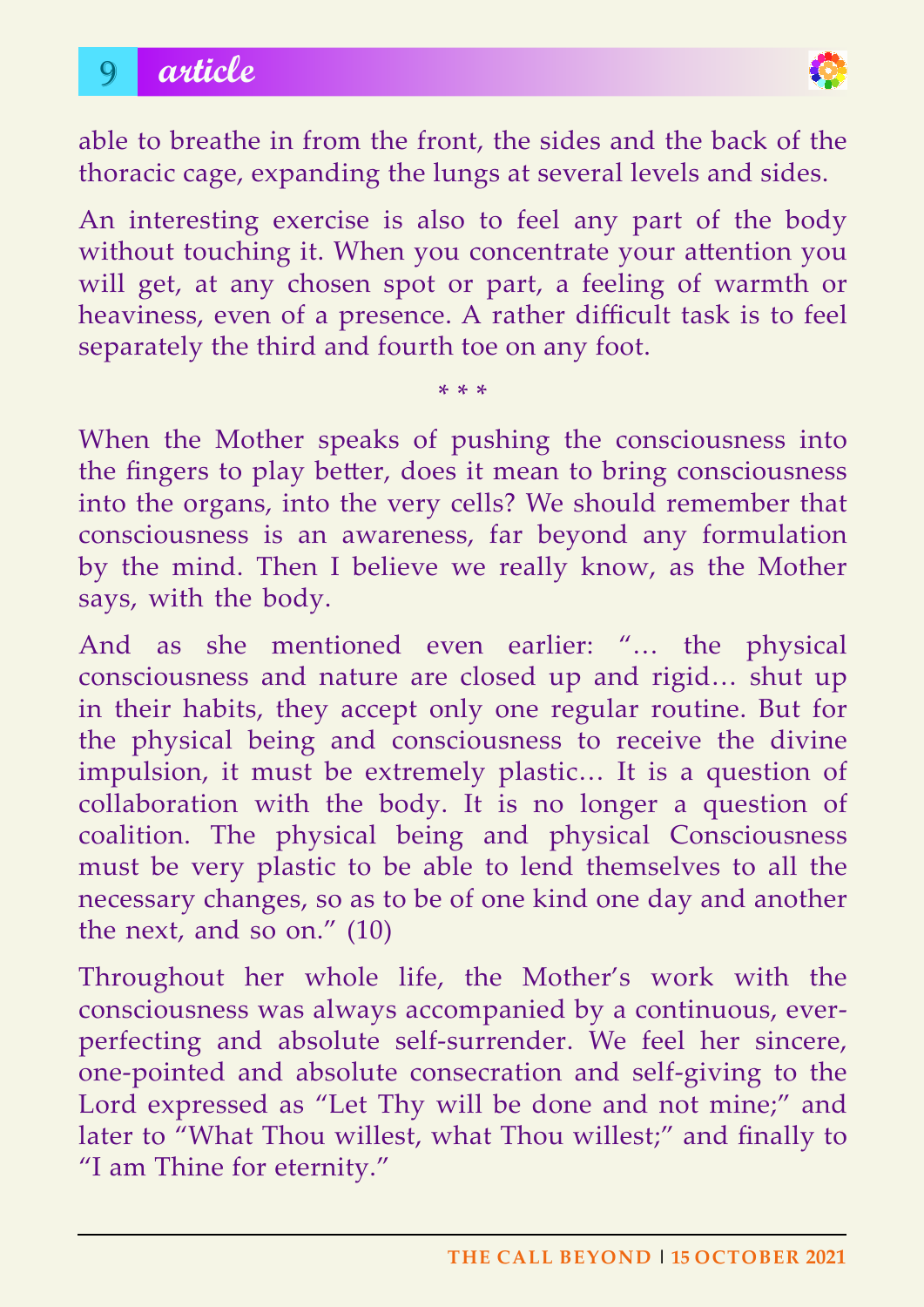able to breathe in from the front, the sides and the back of the thoracic cage, expanding the lungs at several levels and sides.

An interesting exercise is also to feel any part of the body without touching it. When you concentrate your attention you will get, at any chosen spot or part, a feeling of warmth or heaviness, even of a presence. A rather difficult task is to feel separately the third and fourth toe on any foot.

\* \* \*

When the Mother speaks of pushing the consciousness into the fingers to play better, does it mean to bring consciousness into the organs, into the very cells? We should remember that consciousness is an awareness, far beyond any formulation by the mind. Then I believe we really know, as the Mother says, with the body.

And as she mentioned even earlier: "… the physical consciousness and nature are closed up and rigid… shut up in their habits, they accept only one regular routine. But for the physical being and consciousness to receive the divine impulsion, it must be extremely plastic… It is a question of collaboration with the body. It is no longer a question of coalition. The physical being and physical Consciousness must be very plastic to be able to lend themselves to all the necessary changes, so as to be of one kind one day and another the next, and so on." (10)

Throughout her whole life, the Mother's work with the consciousness was always accompanied by a continuous, ever-perfecting and absolute self-surrender. We feel her sincere, one-pointed and absolute consecration and self-giving to the Lord expressed as "Let Thy will be done and not mine;" and later to "What Thou willest, what Thou willest;" and finally to "I am Thine for eternity."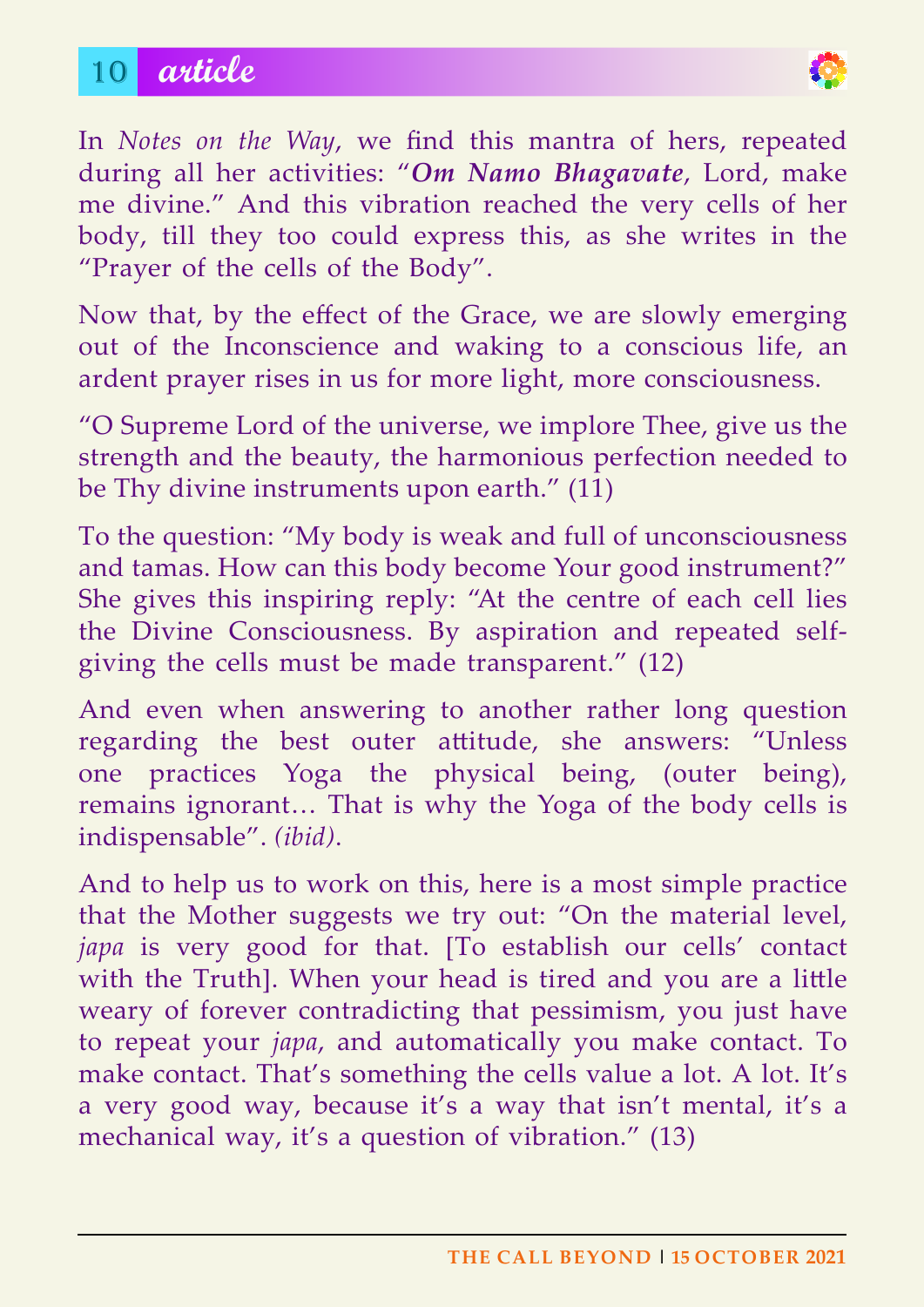In *Notes on the Way*, we find this mantra of hers, repeated during all her activities: "***Om Namo Bhagavate***, Lord, make me divine." And this vibration reached the very cells of her body, till they too could express this, as she writes in the "Prayer of the cells of the Body".

Now that, by the effect of the Grace, we are slowly emerging out of the Inconscience and waking to a conscious life, an ardent prayer rises in us for more light, more consciousness.

"O Supreme Lord of the universe, we implore Thee, give us the strength and the beauty, the harmonious perfection needed to be Thy divine instruments upon earth." (11)

To the question: "My body is weak and full of unconsciousness and tamas. How can this body become Your good instrument?" She gives this inspiring reply: "At the centre of each cell lies the Divine Consciousness. By aspiration and repeated self-giving the cells must be made transparent." (12)

And even when answering to another rather long question regarding the best outer attitude, she answers: "Unless one practices Yoga the physical being, (outer being), remains ignorant… That is why the Yoga of the body cells is indispensable". *(ibid)*.

And to help us to work on this, here is a most simple practice that the Mother suggests we try out: "On the material level, *japa* is very good for that. [To establish our cells' contact with the Truth]. When your head is tired and you are a little weary of forever contradicting that pessimism, you just have to repeat your *japa*, and automatically you make contact. To make contact. That's something the cells value a lot. A lot. It's a very good way, because it's a way that isn't mental, it's a mechanical way, it's a question of vibration." (13)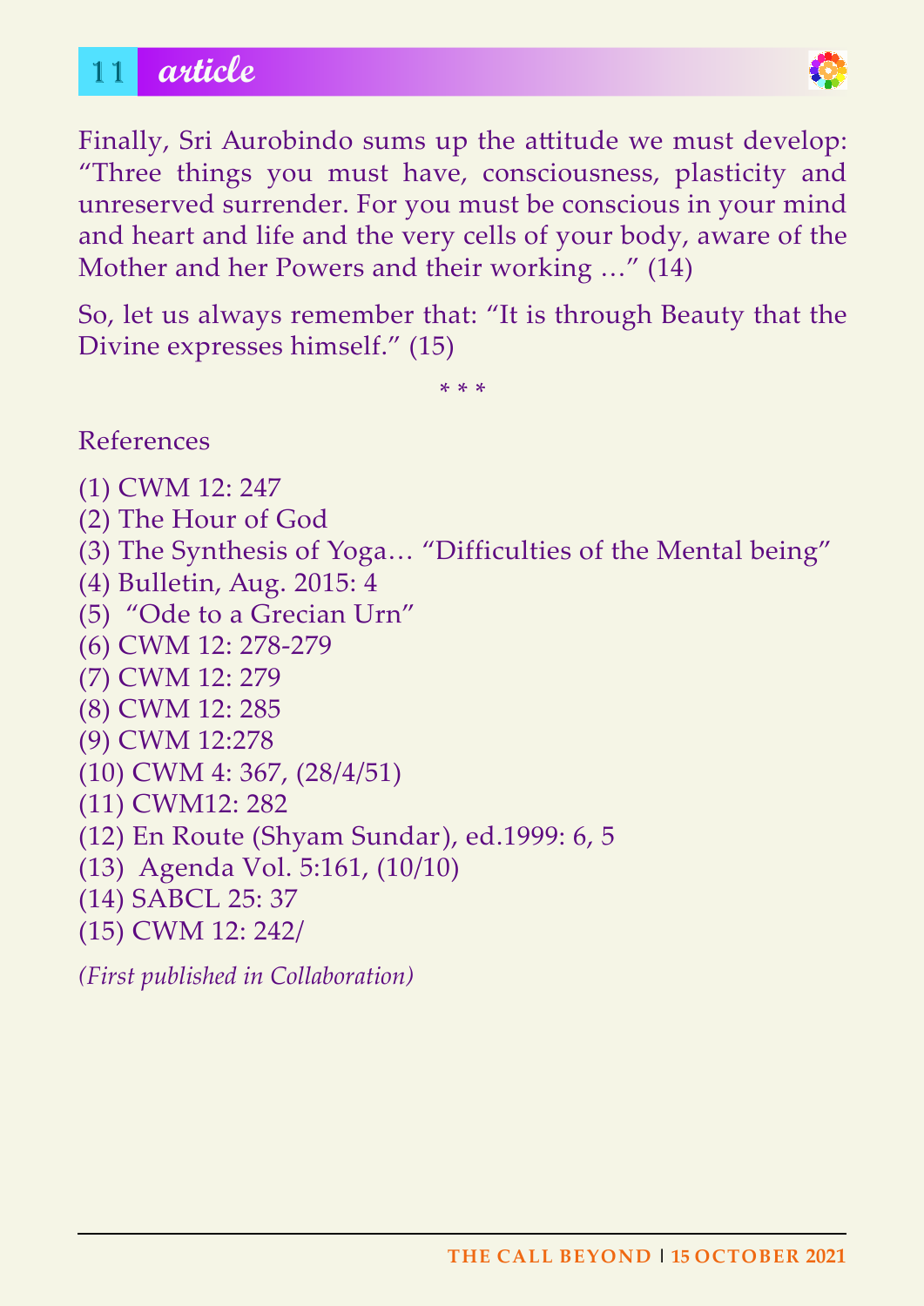Finally, Sri Aurobindo sums up the attitude we must develop: "Three things you must have, consciousness, plasticity and unreserved surrender. For you must be conscious in your mind and heart and life and the very cells of your body, aware of the Mother and her Powers and their working …" (14)

So, let us always remember that: "It is through Beauty that the Divine expresses himself." (15)

* * *

References

(1) CWM 12: 247
(2) The Hour of God
(3) The Synthesis of Yoga… "Difficulties of the Mental being"
(4) Bulletin, Aug. 2015: 4
(5) "Ode to a Grecian Urn"
(6) CWM 12: 278-279
(7) CWM 12: 279
(8) CWM 12: 285
(9) CWM 12:278
(10) CWM 4: 367, (28/4/51)
(11) CWM12: 282
(12) En Route (Shyam Sundar), ed.1999: 6, 5
(13) Agenda Vol. 5:161, (10/10)
(14) SABCL 25: 37
(15) CWM 12: 242/

*(First published in Collaboration)*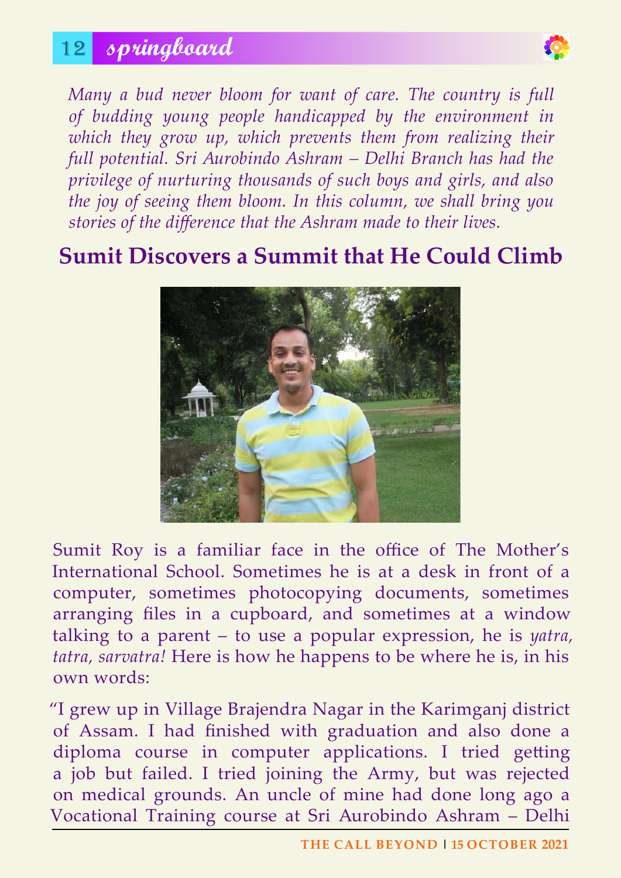*Many a bud never bloom for want of care. The country is full of budding young people handicapped by the environment in which they grow up, which prevents them from realizing their full potential. Sri Aurobindo Ashram – Delhi Branch has had the privilege of nurturing thousands of such boys and girls, and also the joy of seeing them bloom. In this column, we shall bring you stories of the difference that the Ashram made to their lives.*

## Sumit Discovers a Summit that He Could Climb

Sumit Roy is a familiar face in the office of The Mother's International School. Sometimes he is at a desk in front of a computer, sometimes photocopying documents, sometimes arranging files in a cupboard, and sometimes at a window talking to a parent – to use a popular expression, he is *yatra, tatra, sarvatra!* Here is how he happens to be where he is, in his own words:

"I grew up in Village Brajendra Nagar in the Karimganj district of Assam. I had finished with graduation and also done a diploma course in computer applications. I tried getting a job but failed. I tried joining the Army, but was rejected on medical grounds. An uncle of mine had done long ago a Vocational Training course at Sri Aurobindo Ashram – Delhi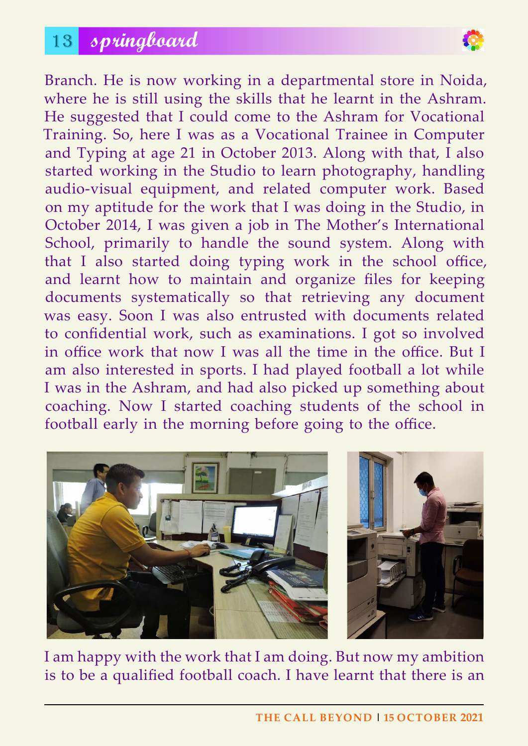Branch. He is now working in a departmental store in Noida, where he is still using the skills that he learnt in the Ashram. He suggested that I could come to the Ashram for Vocational Training. So, here I was as a Vocational Trainee in Computer and Typing at age 21 in October 2013. Along with that, I also started working in the Studio to learn photography, handling audio-visual equipment, and related computer work. Based on my aptitude for the work that I was doing in the Studio, in October 2014, I was given a job in The Mother's International School, primarily to handle the sound system. Along with that I also started doing typing work in the school office, and learnt how to maintain and organize files for keeping documents systematically so that retrieving any document was easy. Soon I was also entrusted with documents related to confidential work, such as examinations. I got so involved in office work that now I was all the time in the office. But I am also interested in sports. I had played football a lot while I was in the Ashram, and had also picked up something about coaching. Now I started coaching students of the school in football early in the morning before going to the office.

I am happy with the work that I am doing. But now my ambition is to be a qualified football coach. I have learnt that there is an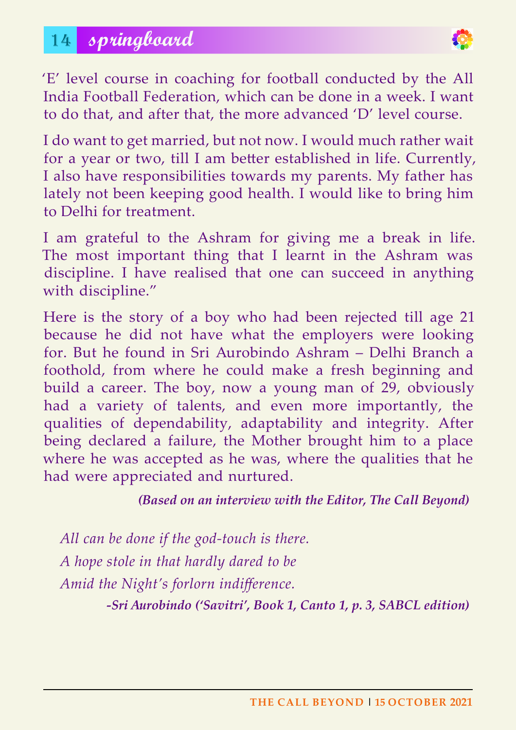'E' level course in coaching for football conducted by the All India Football Federation, which can be done in a week. I want to do that, and after that, the more advanced 'D' level course.

I do want to get married, but not now. I would much rather wait for a year or two, till I am better established in life. Currently, I also have responsibilities towards my parents. My father has lately not been keeping good health. I would like to bring him to Delhi for treatment.

I am grateful to the Ashram for giving me a break in life. The most important thing that I learnt in the Ashram was discipline. I have realised that one can succeed in anything with discipline."

Here is the story of a boy who had been rejected till age 21 because he did not have what the employers were looking for. But he found in Sri Aurobindo Ashram – Delhi Branch a foothold, from where he could make a fresh beginning and build a career. The boy, now a young man of 29, obviously had a variety of talents, and even more importantly, the qualities of dependability, adaptability and integrity. After being declared a failure, the Mother brought him to a place where he was accepted as he was, where the qualities that he had were appreciated and nurtured.

***(Based on an interview with the Editor, The Call Beyond)***

*All can be done if the god-touch is there.*
*A hope stole in that hardly dared to be*
*Amid the Night's forlorn indifference.*

***-Sri Aurobindo ('Savitri', Book 1, Canto 1, p. 3, SABCL edition)***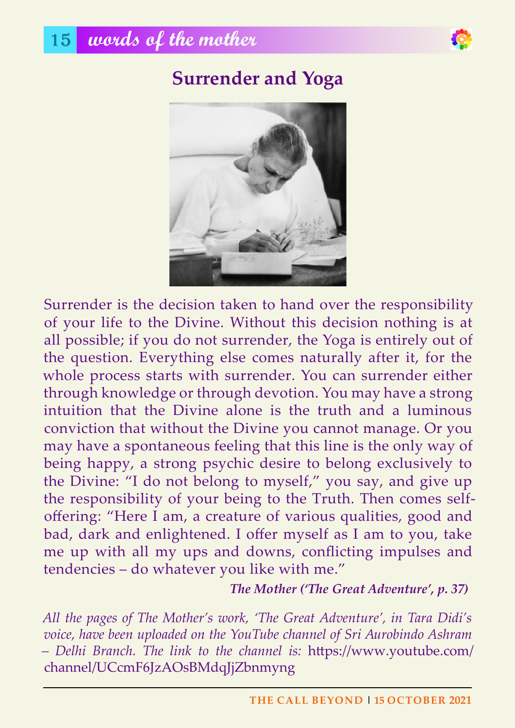## Surrender and Yoga

Surrender is the decision taken to hand over the responsibility of your life to the Divine. Without this decision nothing is at all possible; if you do not surrender, the Yoga is entirely out of the question. Everything else comes naturally after it, for the whole process starts with surrender. You can surrender either through knowledge or through devotion. You may have a strong intuition that the Divine alone is the truth and a luminous conviction that without the Divine you cannot manage. Or you may have a spontaneous feeling that this line is the only way of being happy, a strong psychic desire to belong exclusively to the Divine: "I do not belong to myself," you say, and give up the responsibility of your being to the Truth. Then comes self-offering: "Here I am, a creature of various qualities, good and bad, dark and enlightened. I offer myself as I am to you, take me up with all my ups and downs, conflicting impulses and tendencies – do whatever you like with me."

***The Mother ('The Great Adventure', p. 37)***

*All the pages of The Mother's work, 'The Great Adventure', in Tara Didi's voice, have been uploaded on the YouTube channel of Sri Aurobindo Ashram – Delhi Branch. The link to the channel is:* https://www.youtube.com/channel/UCcmF6JzAOsBMdqJjZbnmyng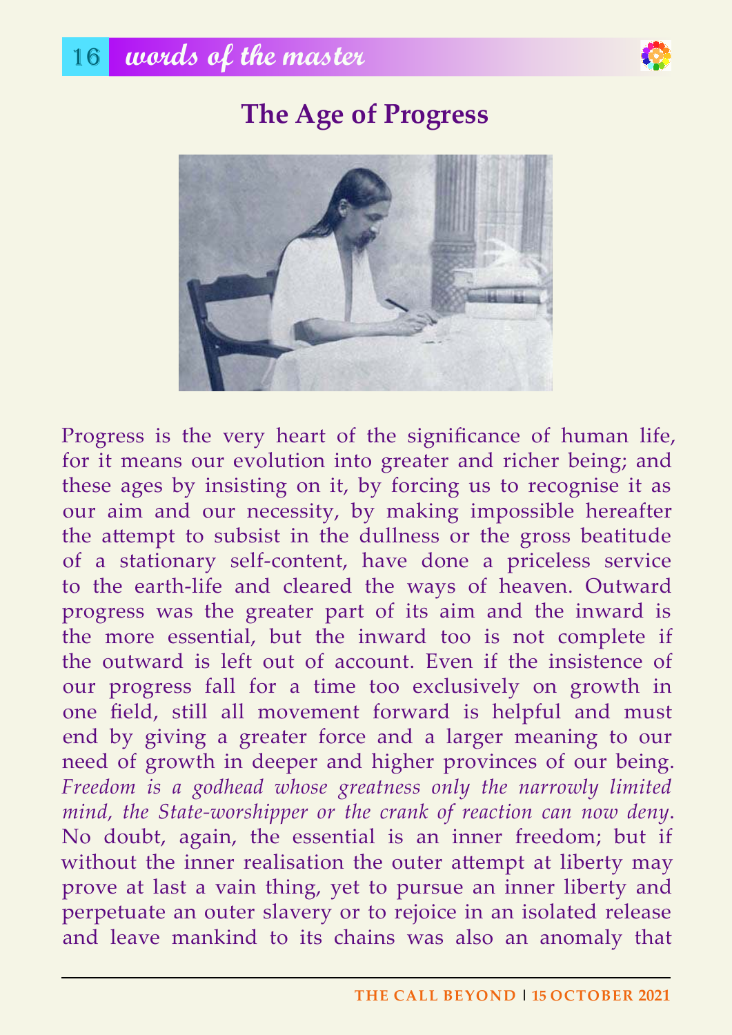# The Age of Progress

Progress is the very heart of the significance of human life, for it means our evolution into greater and richer being; and these ages by insisting on it, by forcing us to recognise it as our aim and our necessity, by making impossible hereafter the attempt to subsist in the dullness or the gross beatitude of a stationary self-content, have done a priceless service to the earth-life and cleared the ways of heaven. Outward progress was the greater part of its aim and the inward is the more essential, but the inward too is not complete if the outward is left out of account. Even if the insistence of our progress fall for a time too exclusively on growth in one field, still all movement forward is helpful and must end by giving a greater force and a larger meaning to our need of growth in deeper and higher provinces of our being. *Freedom is a godhead whose greatness only the narrowly limited mind, the State-worshipper or the crank of reaction can now deny.* No doubt, again, the essential is an inner freedom; but if without the inner realisation the outer attempt at liberty may prove at last a vain thing, yet to pursue an inner liberty and perpetuate an outer slavery or to rejoice in an isolated release and leave mankind to its chains was also an anomaly that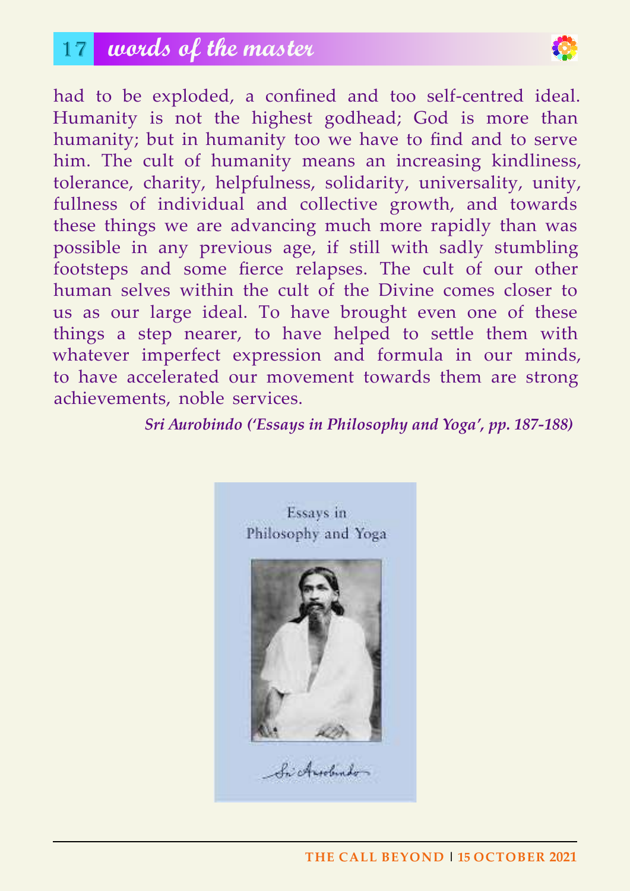had to be exploded, a confined and too self-centred ideal. Humanity is not the highest godhead; God is more than humanity; but in humanity too we have to find and to serve him. The cult of humanity means an increasing kindliness, tolerance, charity, helpfulness, solidarity, universality, unity, fullness of individual and collective growth, and towards these things we are advancing much more rapidly than was possible in any previous age, if still with sadly stumbling footsteps and some fierce relapses. The cult of our other human selves within the cult of the Divine comes closer to us as our large ideal. To have brought even one of these things a step nearer, to have helped to settle them with whatever imperfect expression and formula in our minds, to have accelerated our movement towards them are strong achievements, noble services.

*Sri Aurobindo ('Essays in Philosophy and Yoga', pp. 187-188)*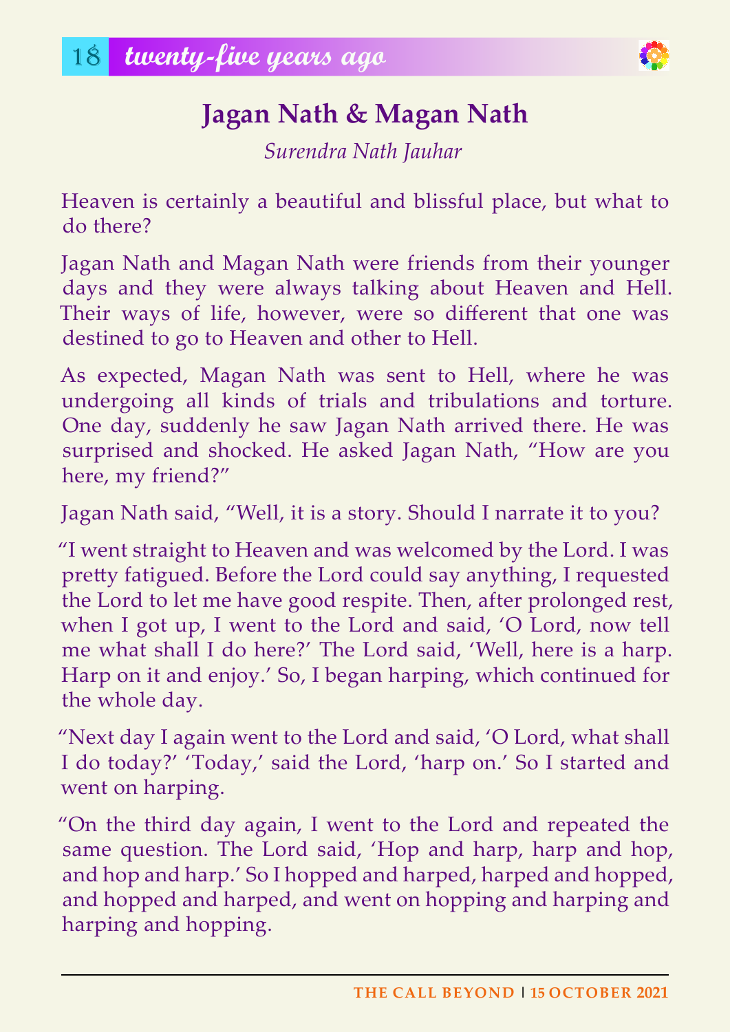# Jagan Nath & Magan Nath

*Surendra Nath Jauhar*

Heaven is certainly a beautiful and blissful place, but what to do there?

Jagan Nath and Magan Nath were friends from their younger days and they were always talking about Heaven and Hell. Their ways of life, however, were so different that one was destined to go to Heaven and other to Hell.

As expected, Magan Nath was sent to Hell, where he was undergoing all kinds of trials and tribulations and torture. One day, suddenly he saw Jagan Nath arrived there. He was surprised and shocked. He asked Jagan Nath, "How are you here, my friend?"

Jagan Nath said, "Well, it is a story. Should I narrate it to you?

"I went straight to Heaven and was welcomed by the Lord. I was pretty fatigued. Before the Lord could say anything, I requested the Lord to let me have good respite. Then, after prolonged rest, when I got up, I went to the Lord and said, 'O Lord, now tell me what shall I do here?' The Lord said, 'Well, here is a harp. Harp on it and enjoy.' So, I began harping, which continued for the whole day.

"Next day I again went to the Lord and said, 'O Lord, what shall I do today?' 'Today,' said the Lord, 'harp on.' So I started and went on harping.

"On the third day again, I went to the Lord and repeated the same question. The Lord said, 'Hop and harp, harp and hop, and hop and harp.' So I hopped and harped, harped and hopped, and hopped and harped, and went on hopping and harping and harping and hopping.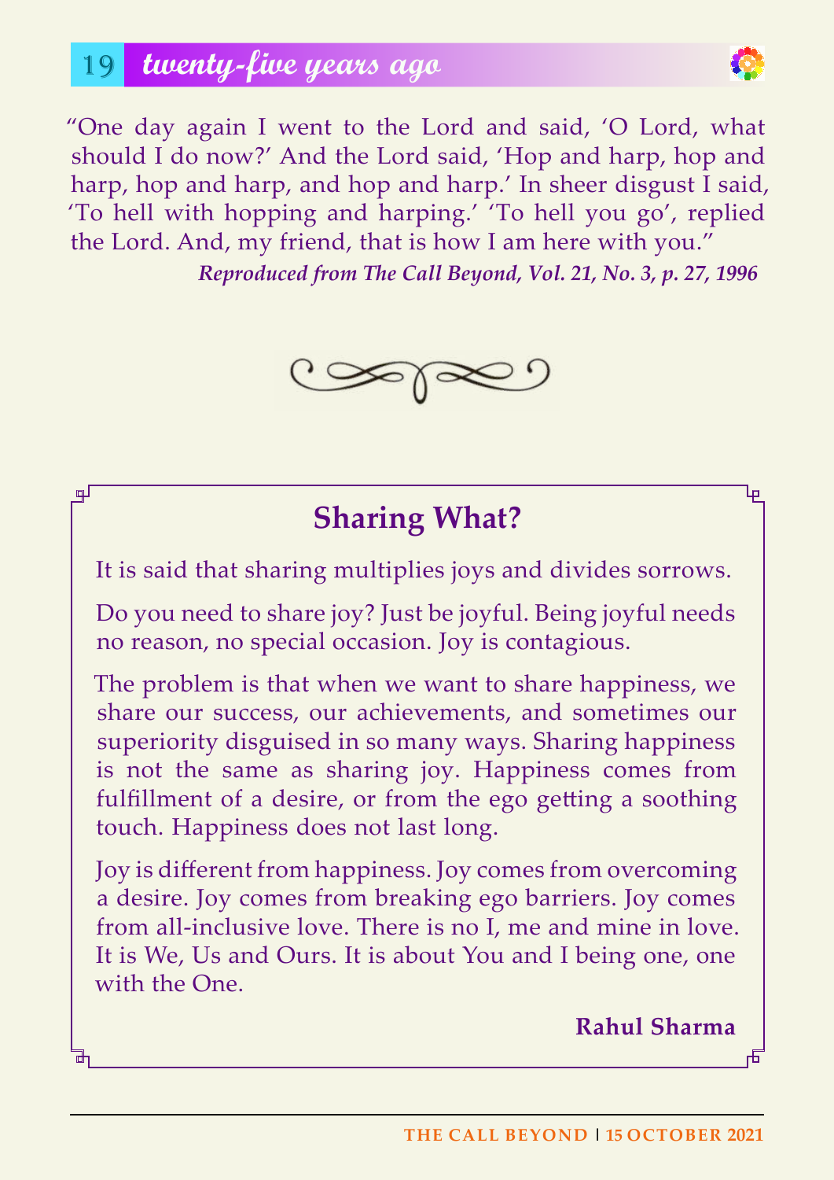## twenty-five years ago

"One day again I went to the Lord and said, 'O Lord, what should I do now?' And the Lord said, 'Hop and harp, hop and harp, hop and harp, and hop and harp.' In sheer disgust I said, 'To hell with hopping and harping.' 'To hell you go', replied the Lord. And, my friend, that is how I am here with you."

***Reproduced from The Call Beyond, Vol. 21, No. 3, p. 27, 1996***

## Sharing What?

It is said that sharing multiplies joys and divides sorrows.

Do you need to share joy? Just be joyful. Being joyful needs no reason, no special occasion. Joy is contagious.

The problem is that when we want to share happiness, we share our success, our achievements, and sometimes our superiority disguised in so many ways. Sharing happiness is not the same as sharing joy. Happiness comes from fulfillment of a desire, or from the ego getting a soothing touch. Happiness does not last long.

Joy is different from happiness. Joy comes from overcoming a desire. Joy comes from breaking ego barriers. Joy comes from all-inclusive love. There is no I, me and mine in love. It is We, Us and Ours. It is about You and I being one, one with the One.

**Rahul Sharma**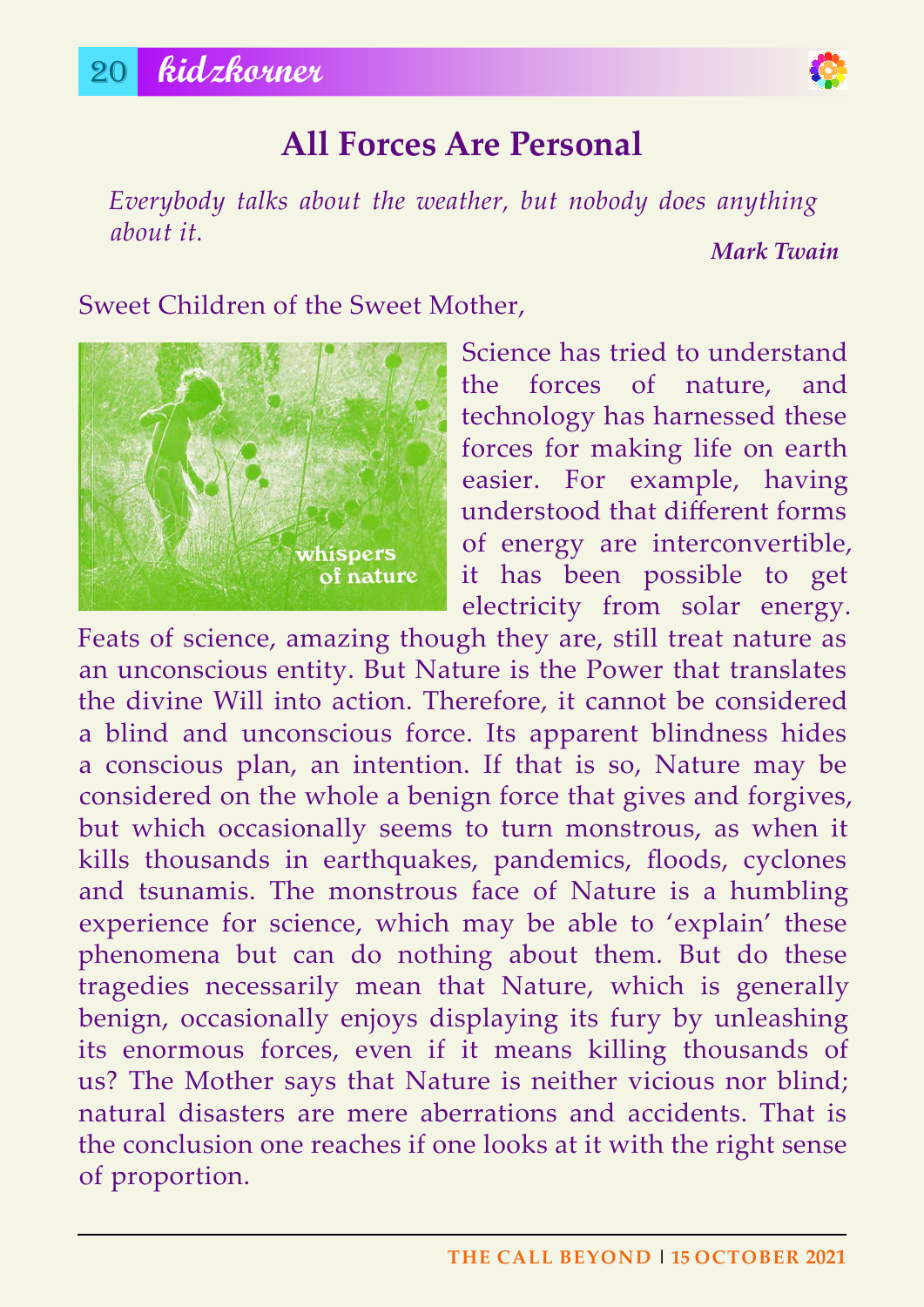# All Forces Are Personal

*Everybody talks about the weather, but nobody does anything about it.*

***Mark Twain***

Sweet Children of the Sweet Mother,

Science has tried to understand the forces of nature, and technology has harnessed these forces for making life on earth easier. For example, having understood that different forms of energy are interconvertible, it has been possible to get electricity from solar energy. Feats of science, amazing though they are, still treat nature as an unconscious entity. But Nature is the Power that translates the divine Will into action. Therefore, it cannot be considered a blind and unconscious force. Its apparent blindness hides a conscious plan, an intention. If that is so, Nature may be considered on the whole a benign force that gives and forgives, but which occasionally seems to turn monstrous, as when it kills thousands in earthquakes, pandemics, floods, cyclones and tsunamis. The monstrous face of Nature is a humbling experience for science, which may be able to 'explain' these phenomena but can do nothing about them. But do these tragedies necessarily mean that Nature, which is generally benign, occasionally enjoys displaying its fury by unleashing its enormous forces, even if it means killing thousands of us? The Mother says that Nature is neither vicious nor blind; natural disasters are mere aberrations and accidents. That is the conclusion one reaches if one looks at it with the right sense of proportion.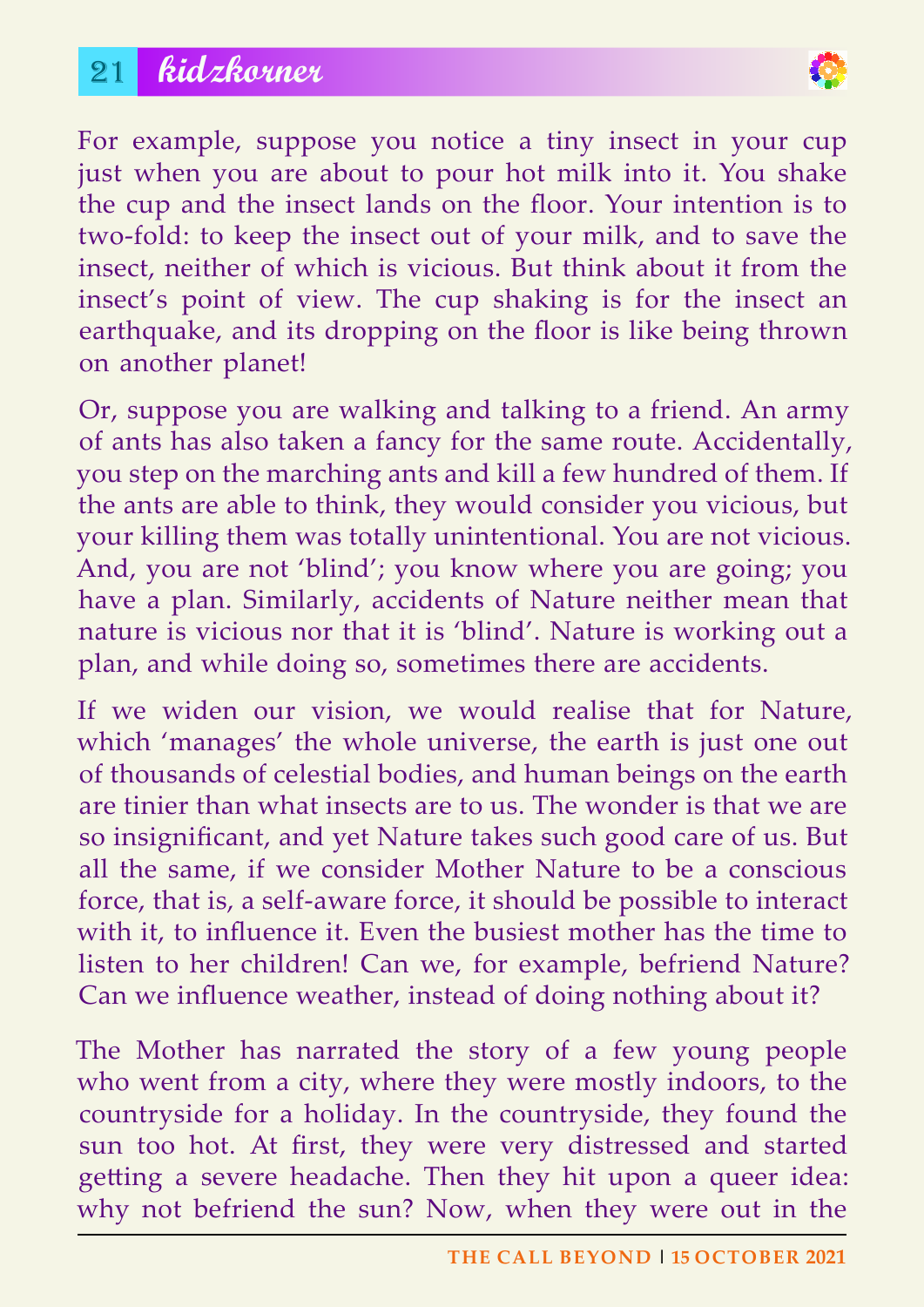For example, suppose you notice a tiny insect in your cup just when you are about to pour hot milk into it. You shake the cup and the insect lands on the floor. Your intention is to two-fold: to keep the insect out of your milk, and to save the insect, neither of which is vicious. But think about it from the insect's point of view. The cup shaking is for the insect an earthquake, and its dropping on the floor is like being thrown on another planet!

Or, suppose you are walking and talking to a friend. An army of ants has also taken a fancy for the same route. Accidentally, you step on the marching ants and kill a few hundred of them. If the ants are able to think, they would consider you vicious, but your killing them was totally unintentional. You are not vicious. And, you are not 'blind'; you know where you are going; you have a plan. Similarly, accidents of Nature neither mean that nature is vicious nor that it is 'blind'. Nature is working out a plan, and while doing so, sometimes there are accidents.

If we widen our vision, we would realise that for Nature, which 'manages' the whole universe, the earth is just one out of thousands of celestial bodies, and human beings on the earth are tinier than what insects are to us. The wonder is that we are so insignificant, and yet Nature takes such good care of us. But all the same, if we consider Mother Nature to be a conscious force, that is, a self-aware force, it should be possible to interact with it, to influence it. Even the busiest mother has the time to listen to her children! Can we, for example, befriend Nature? Can we influence weather, instead of doing nothing about it?

The Mother has narrated the story of a few young people who went from a city, where they were mostly indoors, to the countryside for a holiday. In the countryside, they found the sun too hot. At first, they were very distressed and started getting a severe headache. Then they hit upon a queer idea: why not befriend the sun? Now, when they were out in the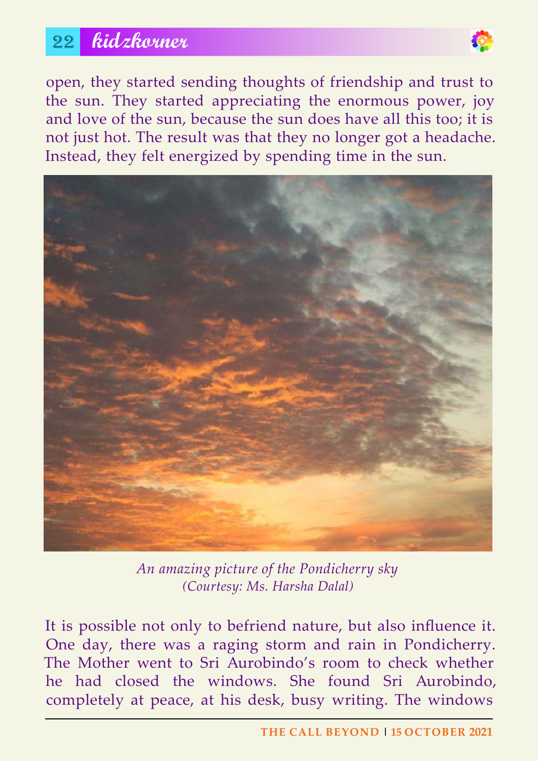open, they started sending thoughts of friendship and trust to the sun. They started appreciating the enormous power, joy and love of the sun, because the sun does have all this too; it is not just hot. The result was that they no longer got a headache. Instead, they felt energized by spending time in the sun.

*An amazing picture of the Pondicherry sky*
*(Courtesy: Ms. Harsha Dalal)*

It is possible not only to befriend nature, but also influence it. One day, there was a raging storm and rain in Pondicherry. The Mother went to Sri Aurobindo's room to check whether he had closed the windows. She found Sri Aurobindo, completely at peace, at his desk, busy writing. The windows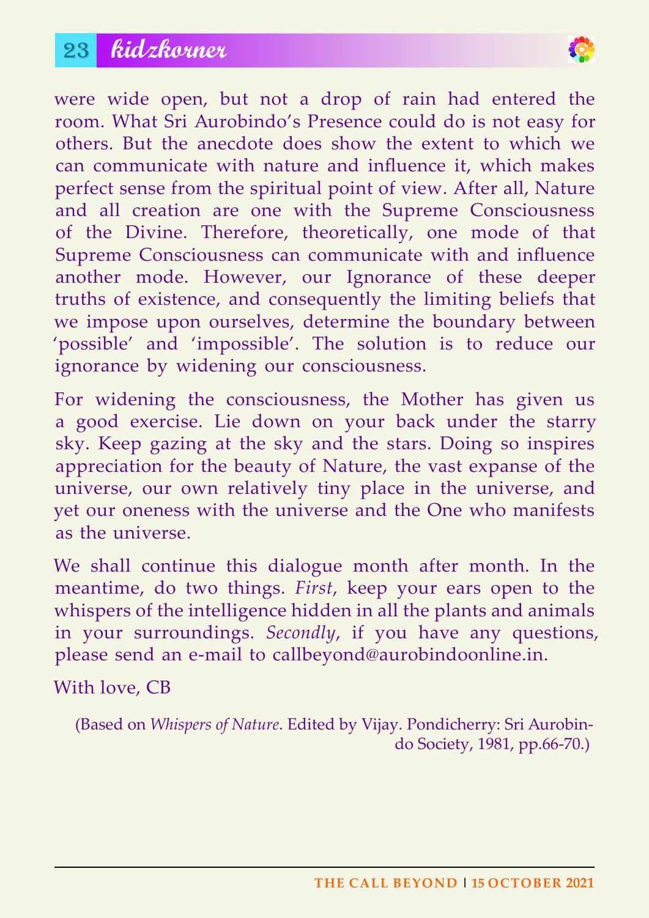were wide open, but not a drop of rain had entered the room. What Sri Aurobindo's Presence could do is not easy for others. But the anecdote does show the extent to which we can communicate with nature and influence it, which makes perfect sense from the spiritual point of view. After all, Nature and all creation are one with the Supreme Consciousness of the Divine. Therefore, theoretically, one mode of that Supreme Consciousness can communicate with and influence another mode. However, our Ignorance of these deeper truths of existence, and consequently the limiting beliefs that we impose upon ourselves, determine the boundary between 'possible' and 'impossible'. The solution is to reduce our ignorance by widening our consciousness.

For widening the consciousness, the Mother has given us a good exercise. Lie down on your back under the starry sky. Keep gazing at the sky and the stars. Doing so inspires appreciation for the beauty of Nature, the vast expanse of the universe, our own relatively tiny place in the universe, and yet our oneness with the universe and the One who manifests as the universe.

We shall continue this dialogue month after month. In the meantime, do two things. *First*, keep your ears open to the whispers of the intelligence hidden in all the plants and animals in your surroundings. *Secondly*, if you have any questions, please send an e-mail to callbeyond@aurobindoonline.in.

With love, CB

(Based on *Whispers of Nature*. Edited by Vijay. Pondicherry: Sri Aurobindo Society, 1981, pp.66-70.)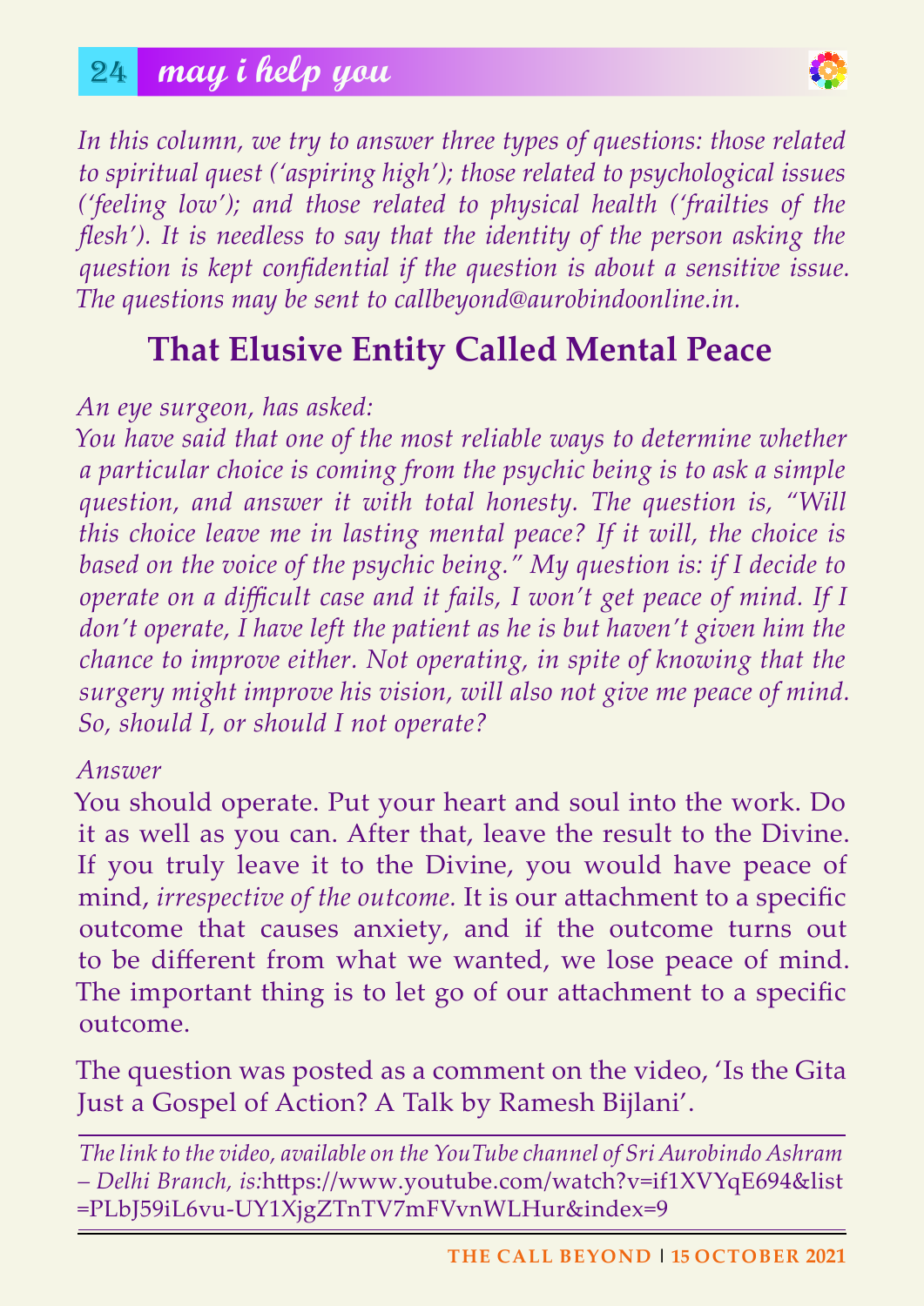*In this column, we try to answer three types of questions: those related to spiritual quest ('aspiring high'); those related to psychological issues ('feeling low'); and those related to physical health ('frailties of the flesh'). It is needless to say that the identity of the person asking the question is kept confidential if the question is about a sensitive issue. The questions may be sent to callbeyond@aurobindoonline.in.*

## That Elusive Entity Called Mental Peace

*An eye surgeon, has asked:*

*You have said that one of the most reliable ways to determine whether a particular choice is coming from the psychic being is to ask a simple question, and answer it with total honesty. The question is, "Will this choice leave me in lasting mental peace? If it will, the choice is based on the voice of the psychic being." My question is: if I decide to operate on a difficult case and it fails, I won't get peace of mind. If I don't operate, I have left the patient as he is but haven't given him the chance to improve either. Not operating, in spite of knowing that the surgery might improve his vision, will also not give me peace of mind. So, should I, or should I not operate?*

*Answer*

You should operate. Put your heart and soul into the work. Do it as well as you can. After that, leave the result to the Divine. If you truly leave it to the Divine, you would have peace of mind, *irrespective of the outcome.* It is our attachment to a specific outcome that causes anxiety, and if the outcome turns out to be different from what we wanted, we lose peace of mind. The important thing is to let go of our attachment to a specific outcome.

The question was posted as a comment on the video, 'Is the Gita Just a Gospel of Action? A Talk by Ramesh Bijlani'.

*The link to the video, available on the YouTube channel of Sri Aurobindo Ashram – Delhi Branch, is:*https://www.youtube.com/watch?v=if1XVYqE694&list=PLbJ59iL6vu-UY1XjgZTnTV7mFVvnWLHur&index=9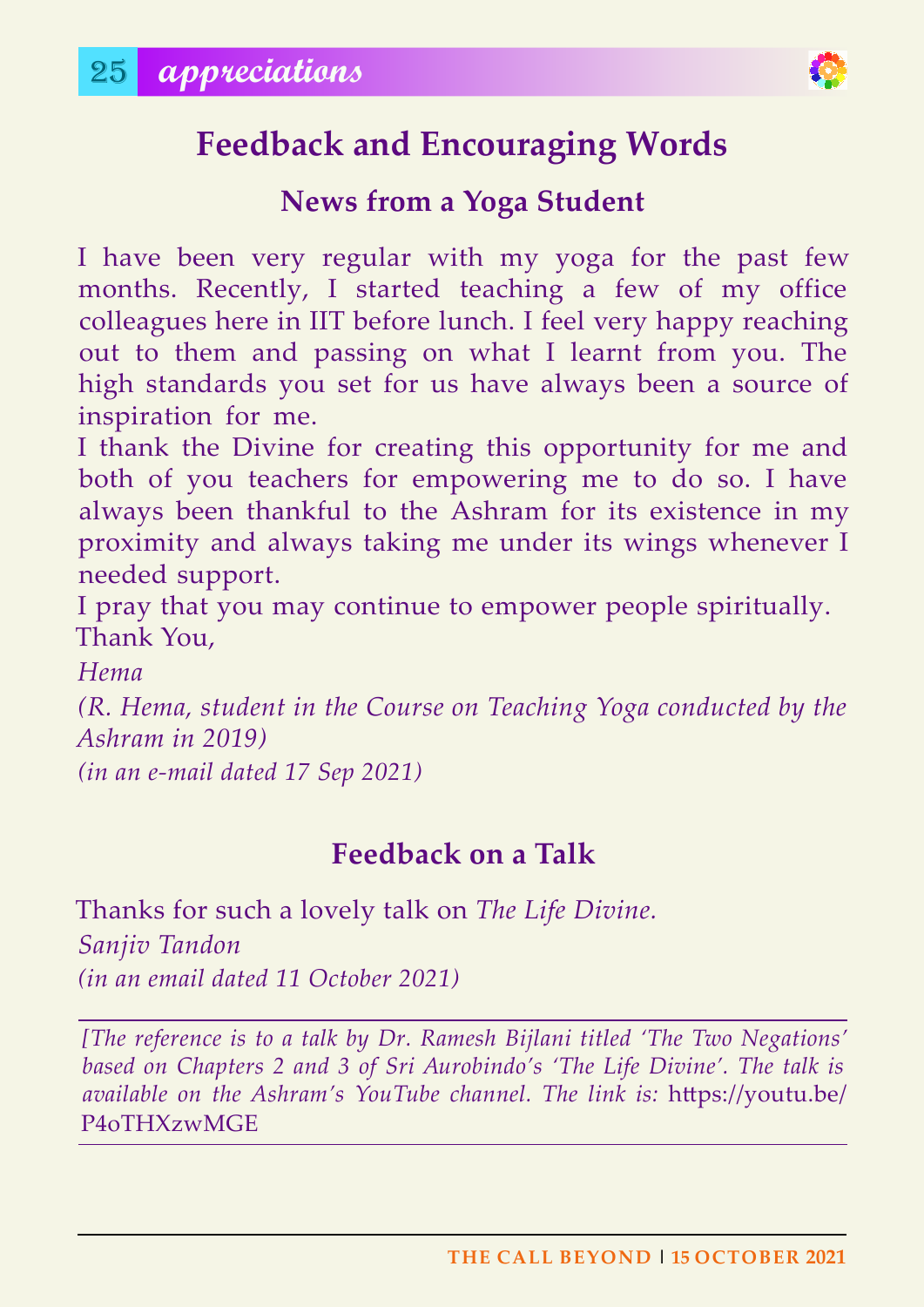# Feedback and Encouraging Words

## News from a Yoga Student

I have been very regular with my yoga for the past few months. Recently, I started teaching a few of my office colleagues here in IIT before lunch. I feel very happy reaching out to them and passing on what I learnt from you. The high standards you set for us have always been a source of inspiration for me.

I thank the Divine for creating this opportunity for me and both of you teachers for empowering me to do so. I have always been thankful to the Ashram for its existence in my proximity and always taking me under its wings whenever I needed support.

I pray that you may continue to empower people spiritually.

Thank You,

*Hema*

*(R. Hema, student in the Course on Teaching Yoga conducted by the Ashram in 2019)*

*(in an e-mail dated 17 Sep 2021)*

## Feedback on a Talk

Thanks for such a lovely talk on *The Life Divine.*

*Sanjiv Tandon*

*(in an email dated 11 October 2021)*

---

*[The reference is to a talk by Dr. Ramesh Bijlani titled 'The Two Negations' based on Chapters 2 and 3 of Sri Aurobindo's 'The Life Divine'. The talk is available on the Ashram's YouTube channel. The link is:* https://youtu.be/P4oTHXzwMGE

---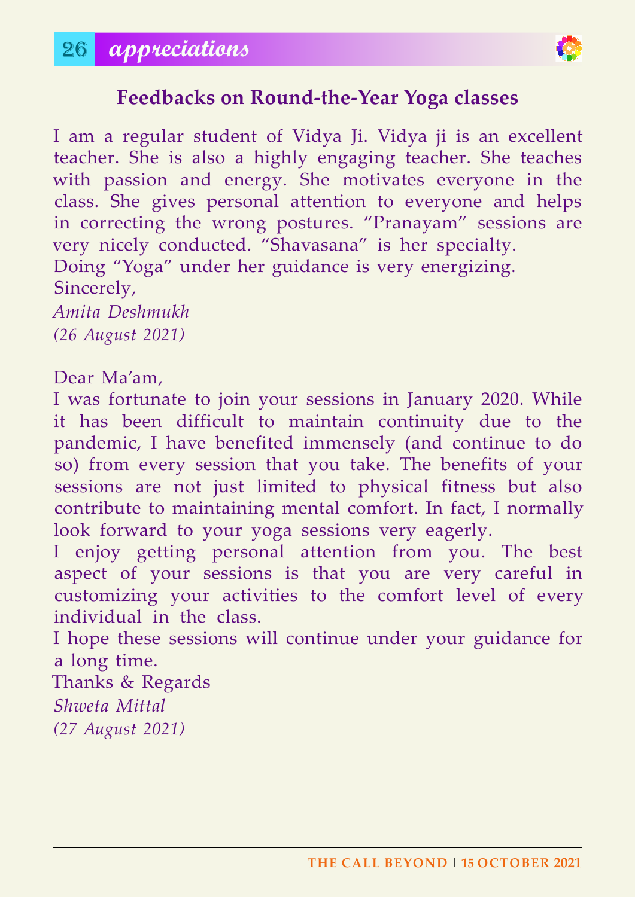## Feedbacks on Round-the-Year Yoga classes

I am a regular student of Vidya Ji. Vidya ji is an excellent teacher. She is also a highly engaging teacher. She teaches with passion and energy. She motivates everyone in the class. She gives personal attention to everyone and helps in correcting the wrong postures. "Pranayam" sessions are very nicely conducted. "Shavasana" is her specialty.
Doing "Yoga" under her guidance is very energizing.
Sincerely,
*Amita Deshmukh*
*(26 August 2021)*

Dear Ma'am,
I was fortunate to join your sessions in January 2020. While it has been difficult to maintain continuity due to the pandemic, I have benefited immensely (and continue to do so) from every session that you take. The benefits of your sessions are not just limited to physical fitness but also contribute to maintaining mental comfort. In fact, I normally look forward to your yoga sessions very eagerly.
I enjoy getting personal attention from you. The best aspect of your sessions is that you are very careful in customizing your activities to the comfort level of every individual in the class.
I hope these sessions will continue under your guidance for a long time.
Thanks & Regards
*Shweta Mittal*
*(27 August 2021)*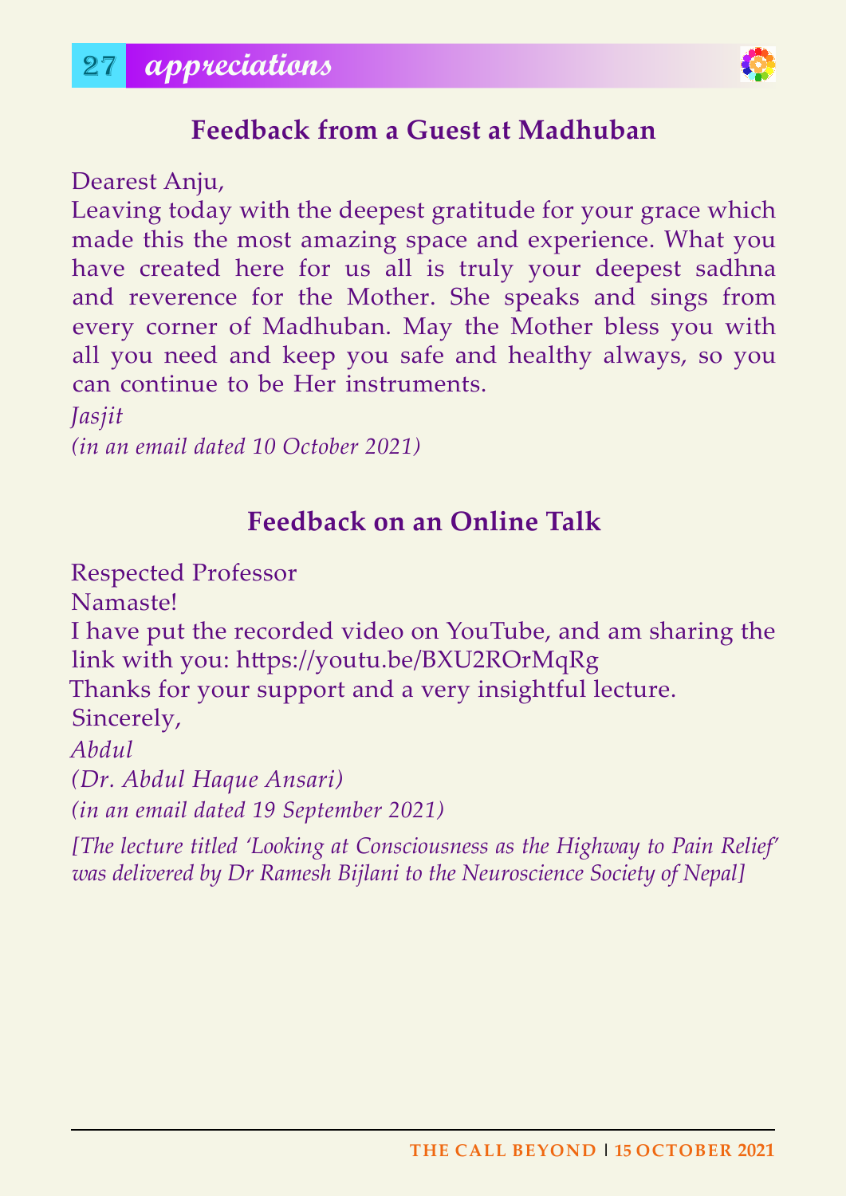# appreciations

## Feedback from a Guest at Madhuban

Dearest Anju,
Leaving today with the deepest gratitude for your grace which made this the most amazing space and experience. What you have created here for us all is truly your deepest sadhna and reverence for the Mother. She speaks and sings from every corner of Madhuban. May the Mother bless you with all you need and keep you safe and healthy always, so you can continue to be Her instruments.

*Jasjit*
*(in an email dated 10 October 2021)*

## Feedback on an Online Talk

Respected Professor
Namaste!
I have put the recorded video on YouTube, and am sharing the link with you: https://youtu.be/BXU2ROrMqRg
Thanks for your support and a very insightful lecture.
Sincerely,

*Abdul*
*(Dr. Abdul Haque Ansari)*
*(in an email dated 19 September 2021)*

*[The lecture titled 'Looking at Consciousness as the Highway to Pain Relief' was delivered by Dr Ramesh Bijlani to the Neuroscience Society of Nepal]*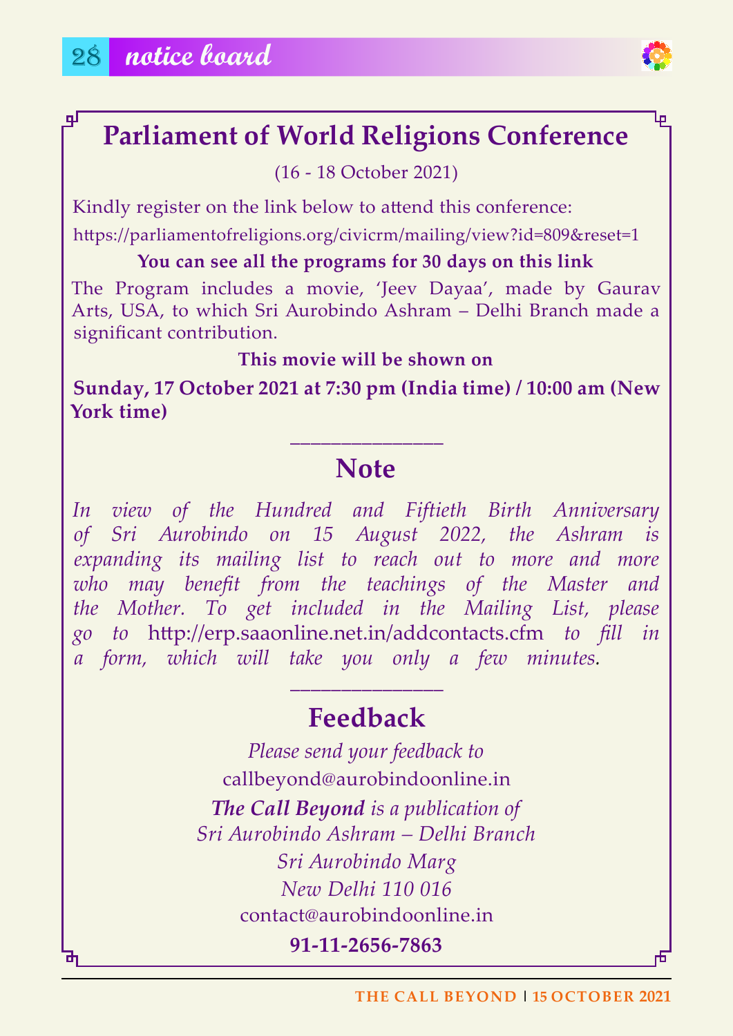## Parliament of World Religions Conference

(16 - 18 October 2021)

Kindly register on the link below to attend this conference:

https://parliamentofreligions.org/civicrm/mailing/view?id=809&reset=1

**You can see all the programs for 30 days on this link**

The Program includes a movie, 'Jeev Dayaa', made by Gaurav Arts, USA, to which Sri Aurobindo Ashram – Delhi Branch made a significant contribution.

**This movie will be shown on**

**Sunday, 17 October 2021 at 7:30 pm (India time) / 10:00 am (New York time)**

---

## Note

*In view of the Hundred and Fiftieth Birth Anniversary of Sri Aurobindo on 15 August 2022, the Ashram is expanding its mailing list to reach out to more and more who may benefit from the teachings of the Master and the Mother. To get included in the Mailing List, please go to* http://erp.saaonline.net.in/addcontacts.cfm *to fill in a form, which will take you only a few minutes.*

---

## Feedback

*Please send your feedback to*

callbeyond@aurobindoonline.in

***The Call Beyond*** *is a publication of*
*Sri Aurobindo Ashram – Delhi Branch*
*Sri Aurobindo Marg*
*New Delhi 110 016*

contact@aurobindoonline.in

**91-11-2656-7863**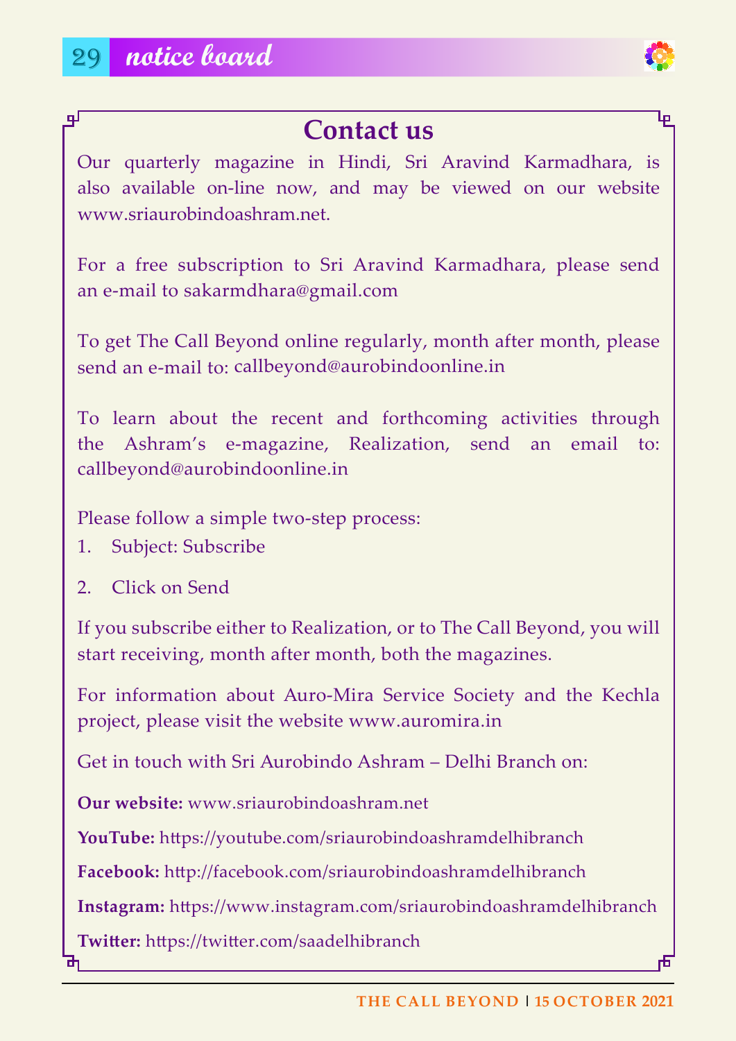## Contact us

Our quarterly magazine in Hindi, Sri Aravind Karmadhara, is also available on-line now, and may be viewed on our website www.sriaurobindoashram.net.

For a free subscription to Sri Aravind Karmadhara, please send an e-mail to sakarmdhara@gmail.com

To get The Call Beyond online regularly, month after month, please send an e-mail to: callbeyond@aurobindoonline.in

To learn about the recent and forthcoming activities through the Ashram's e-magazine, Realization, send an email to: callbeyond@aurobindoonline.in

Please follow a simple two-step process:

1. Subject: Subscribe
2. Click on Send

If you subscribe either to Realization, or to The Call Beyond, you will start receiving, month after month, both the magazines.

For information about Auro-Mira Service Society and the Kechla project, please visit the website www.auromira.in

Get in touch with Sri Aurobindo Ashram – Delhi Branch on:

**Our website:** www.sriaurobindoashram.net

**YouTube:** https://youtube.com/sriaurobindoashramdelhibranch

**Facebook:** http://facebook.com/sriaurobindoashramdelhibranch

**Instagram:** https://www.instagram.com/sriaurobindoashramdelhibranch

**Twitter:** https://twitter.com/saadelhibranch